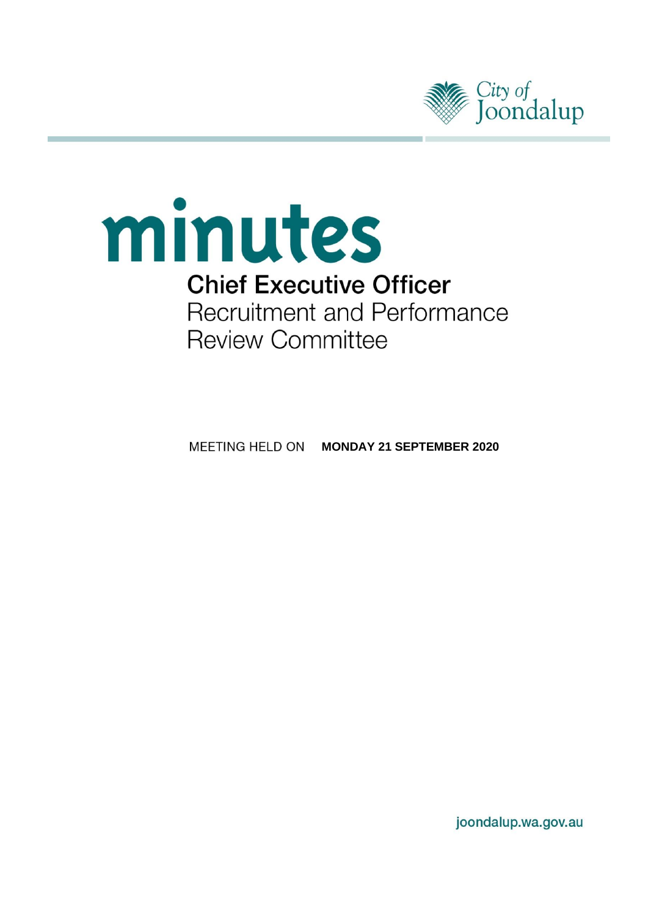City of Joondalup

# minutes

## Chief Executive Officer

Recruitment and Performance Review Committee

MEETING HELD ON **MONDAY 21 SEPTEMBER 2020**

joondalup.wa.gov.au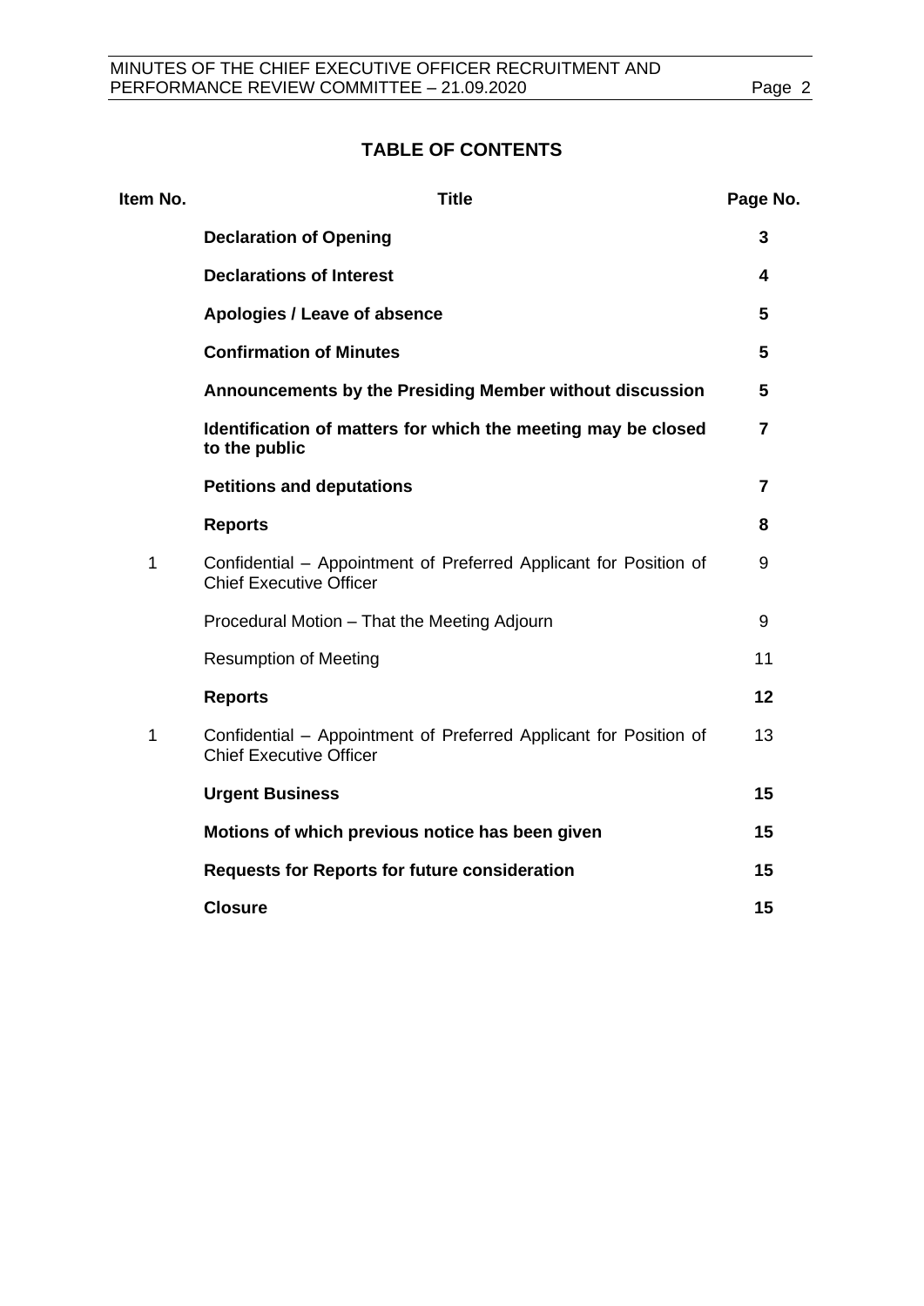## TABLE OF CONTENTS

| Item No. | Title | Page No. |
|---|---|---|
| | **Declaration of Opening** | **3** |
| | **Declarations of Interest** | **4** |
| | **Apologies / Leave of absence** | **5** |
| | **Confirmation of Minutes** | **5** |
| | **Announcements by the Presiding Member without discussion** | **5** |
| | **Identification of matters for which the meeting may be closed to the public** | **7** |
| | **Petitions and deputations** | **7** |
| | **Reports** | **8** |
| 1 | Confidential – Appointment of Preferred Applicant for Position of Chief Executive Officer | 9 |
| | Procedural Motion – That the Meeting Adjourn | 9 |
| | Resumption of Meeting | 11 |
| | **Reports** | **12** |
| 1 | Confidential – Appointment of Preferred Applicant for Position of Chief Executive Officer | 13 |
| | **Urgent Business** | **15** |
| | **Motions of which previous notice has been given** | **15** |
| | **Requests for Reports for future consideration** | **15** |
| | **Closure** | **15** |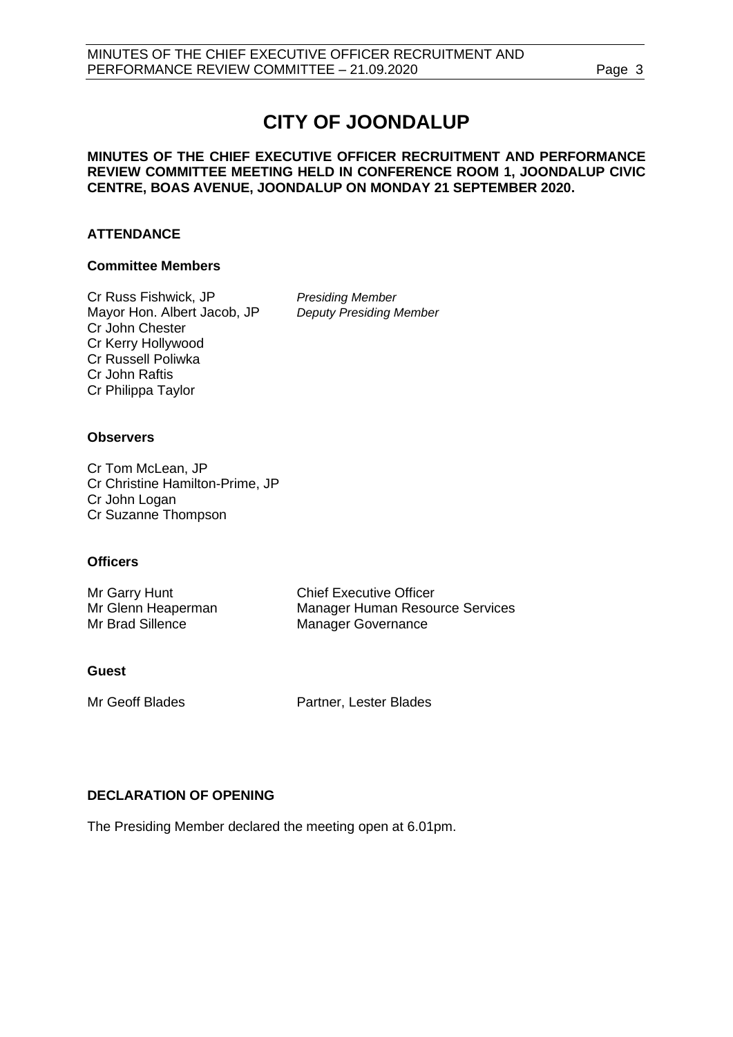# CITY OF JOONDALUP

**MINUTES OF THE CHIEF EXECUTIVE OFFICER RECRUITMENT AND PERFORMANCE REVIEW COMMITTEE MEETING HELD IN CONFERENCE ROOM 1, JOONDALUP CIVIC CENTRE, BOAS AVENUE, JOONDALUP ON MONDAY 21 SEPTEMBER 2020.**

## ATTENDANCE

### Committee Members

| | |
|---|---|
| Cr Russ Fishwick, JP | *Presiding Member* |
| Mayor Hon. Albert Jacob, JP | *Deputy Presiding Member* |
| Cr John Chester | |
| Cr Kerry Hollywood | |
| Cr Russell Poliwka | |
| Cr John Raftis | |
| Cr Philippa Taylor | |

### Observers

Cr Tom McLean, JP
Cr Christine Hamilton-Prime, JP
Cr John Logan
Cr Suzanne Thompson

### Officers

| | |
|---|---|
| Mr Garry Hunt | Chief Executive Officer |
| Mr Glenn Heaperman | Manager Human Resource Services |
| Mr Brad Sillence | Manager Governance |

### Guest

| | |
|---|---|
| Mr Geoff Blades | Partner, Lester Blades |

## DECLARATION OF OPENING

The Presiding Member declared the meeting open at 6.01pm.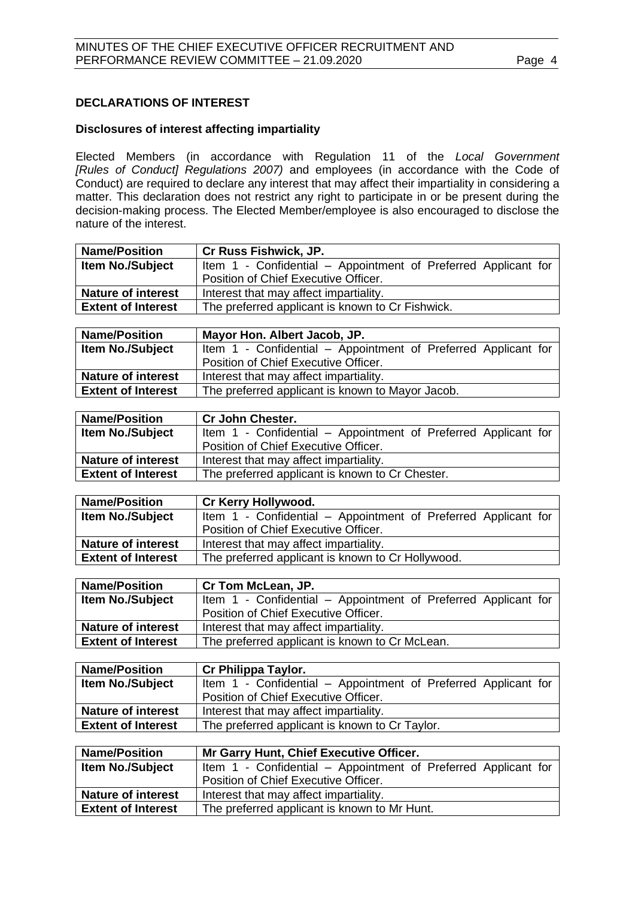## DECLARATIONS OF INTEREST

### Disclosures of interest affecting impartiality

Elected Members (in accordance with Regulation 11 of the *Local Government [Rules of Conduct] Regulations 2007)* and employees (in accordance with the Code of Conduct) are required to declare any interest that may affect their impartiality in considering a matter. This declaration does not restrict any right to participate in or be present during the decision-making process. The Elected Member/employee is also encouraged to disclose the nature of the interest.

| **Name/Position** | **Cr Russ Fishwick, JP.** |
|---|---|
| **Item No./Subject** | Item 1 - Confidential – Appointment of Preferred Applicant for Position of Chief Executive Officer. |
| **Nature of interest** | Interest that may affect impartiality. |
| **Extent of Interest** | The preferred applicant is known to Cr Fishwick. |

| **Name/Position** | **Mayor Hon. Albert Jacob, JP.** |
|---|---|
| **Item No./Subject** | Item 1 - Confidential – Appointment of Preferred Applicant for Position of Chief Executive Officer. |
| **Nature of interest** | Interest that may affect impartiality. |
| **Extent of Interest** | The preferred applicant is known to Mayor Jacob. |

| **Name/Position** | **Cr John Chester.** |
|---|---|
| **Item No./Subject** | Item 1 - Confidential – Appointment of Preferred Applicant for Position of Chief Executive Officer. |
| **Nature of interest** | Interest that may affect impartiality. |
| **Extent of Interest** | The preferred applicant is known to Cr Chester. |

| **Name/Position** | **Cr Kerry Hollywood.** |
|---|---|
| **Item No./Subject** | Item 1 - Confidential – Appointment of Preferred Applicant for Position of Chief Executive Officer. |
| **Nature of interest** | Interest that may affect impartiality. |
| **Extent of Interest** | The preferred applicant is known to Cr Hollywood. |

| **Name/Position** | **Cr Tom McLean, JP.** |
|---|---|
| **Item No./Subject** | Item 1 - Confidential – Appointment of Preferred Applicant for Position of Chief Executive Officer. |
| **Nature of interest** | Interest that may affect impartiality. |
| **Extent of Interest** | The preferred applicant is known to Cr McLean. |

| **Name/Position** | **Cr Philippa Taylor.** |
|---|---|
| **Item No./Subject** | Item 1 - Confidential – Appointment of Preferred Applicant for Position of Chief Executive Officer. |
| **Nature of interest** | Interest that may affect impartiality. |
| **Extent of Interest** | The preferred applicant is known to Cr Taylor. |

| **Name/Position** | **Mr Garry Hunt, Chief Executive Officer.** |
|---|---|
| **Item No./Subject** | Item 1 - Confidential – Appointment of Preferred Applicant for Position of Chief Executive Officer. |
| **Nature of interest** | Interest that may affect impartiality. |
| **Extent of Interest** | The preferred applicant is known to Mr Hunt. |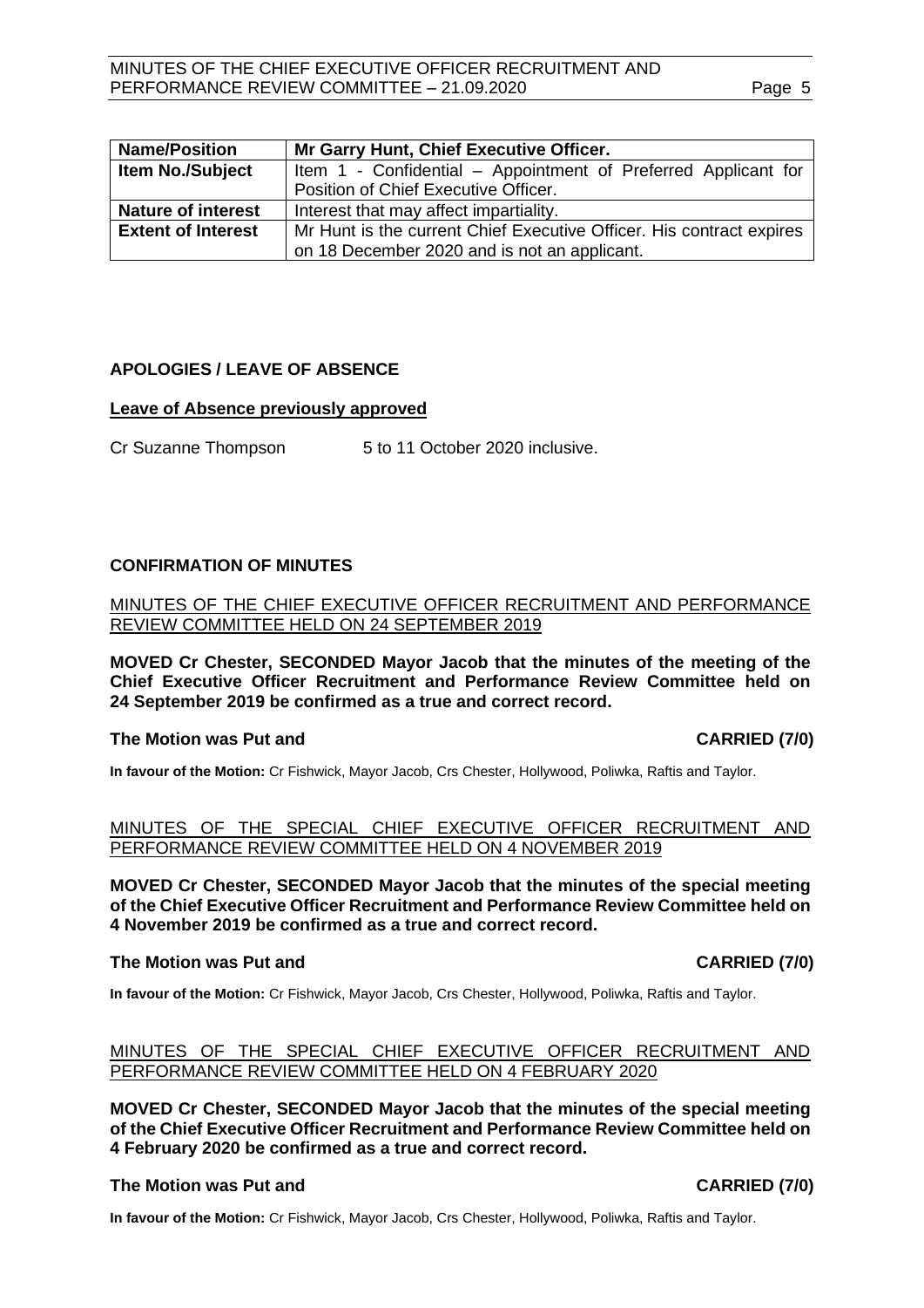| Name/Position | Mr Garry Hunt, Chief Executive Officer. |
| --- | --- |
| Item No./Subject | Item 1 - Confidential – Appointment of Preferred Applicant for Position of Chief Executive Officer. |
| Nature of interest | Interest that may affect impartiality. |
| Extent of Interest | Mr Hunt is the current Chief Executive Officer. His contract expires on 18 December 2020 and is not an applicant. |

## APOLOGIES / LEAVE OF ABSENCE

### Leave of Absence previously approved

Cr Suzanne Thompson 5 to 11 October 2020 inclusive.

## CONFIRMATION OF MINUTES

### MINUTES OF THE CHIEF EXECUTIVE OFFICER RECRUITMENT AND PERFORMANCE REVIEW COMMITTEE HELD ON 24 SEPTEMBER 2019

**MOVED Cr Chester, SECONDED Mayor Jacob that the minutes of the meeting of the Chief Executive Officer Recruitment and Performance Review Committee held on 24 September 2019 be confirmed as a true and correct record.**

**The Motion was Put and CARRIED (7/0)**

**In favour of the Motion:** Cr Fishwick, Mayor Jacob, Crs Chester, Hollywood, Poliwka, Raftis and Taylor.

### MINUTES OF THE SPECIAL CHIEF EXECUTIVE OFFICER RECRUITMENT AND PERFORMANCE REVIEW COMMITTEE HELD ON 4 NOVEMBER 2019

**MOVED Cr Chester, SECONDED Mayor Jacob that the minutes of the special meeting of the Chief Executive Officer Recruitment and Performance Review Committee held on 4 November 2019 be confirmed as a true and correct record.**

**The Motion was Put and CARRIED (7/0)**

**In favour of the Motion:** Cr Fishwick, Mayor Jacob, Crs Chester, Hollywood, Poliwka, Raftis and Taylor.

### MINUTES OF THE SPECIAL CHIEF EXECUTIVE OFFICER RECRUITMENT AND PERFORMANCE REVIEW COMMITTEE HELD ON 4 FEBRUARY 2020

**MOVED Cr Chester, SECONDED Mayor Jacob that the minutes of the special meeting of the Chief Executive Officer Recruitment and Performance Review Committee held on 4 February 2020 be confirmed as a true and correct record.**

**The Motion was Put and CARRIED (7/0)**

**In favour of the Motion:** Cr Fishwick, Mayor Jacob, Crs Chester, Hollywood, Poliwka, Raftis and Taylor.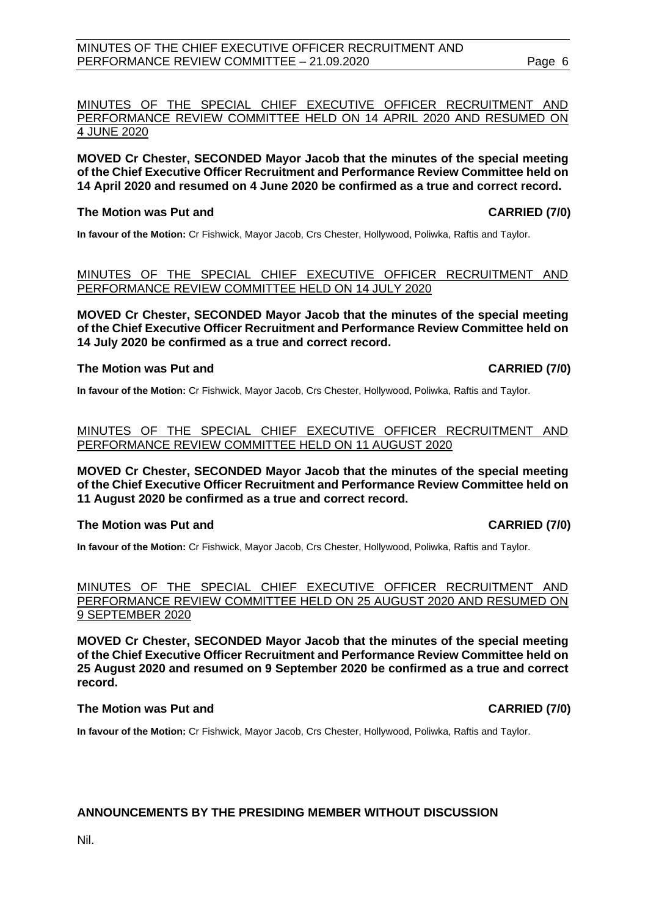MINUTES OF THE SPECIAL CHIEF EXECUTIVE OFFICER RECRUITMENT AND PERFORMANCE REVIEW COMMITTEE HELD ON 14 APRIL 2020 AND RESUMED ON 4 JUNE 2020

**MOVED Cr Chester, SECONDED Mayor Jacob that the minutes of the special meeting of the Chief Executive Officer Recruitment and Performance Review Committee held on 14 April 2020 and resumed on 4 June 2020 be confirmed as a true and correct record.**

**The Motion was Put and CARRIED (7/0)**

**In favour of the Motion:** Cr Fishwick, Mayor Jacob, Crs Chester, Hollywood, Poliwka, Raftis and Taylor.

MINUTES OF THE SPECIAL CHIEF EXECUTIVE OFFICER RECRUITMENT AND PERFORMANCE REVIEW COMMITTEE HELD ON 14 JULY 2020

**MOVED Cr Chester, SECONDED Mayor Jacob that the minutes of the special meeting of the Chief Executive Officer Recruitment and Performance Review Committee held on 14 July 2020 be confirmed as a true and correct record.**

**The Motion was Put and CARRIED (7/0)**

**In favour of the Motion:** Cr Fishwick, Mayor Jacob, Crs Chester, Hollywood, Poliwka, Raftis and Taylor.

MINUTES OF THE SPECIAL CHIEF EXECUTIVE OFFICER RECRUITMENT AND PERFORMANCE REVIEW COMMITTEE HELD ON 11 AUGUST 2020

**MOVED Cr Chester, SECONDED Mayor Jacob that the minutes of the special meeting of the Chief Executive Officer Recruitment and Performance Review Committee held on 11 August 2020 be confirmed as a true and correct record.**

**The Motion was Put and CARRIED (7/0)**

**In favour of the Motion:** Cr Fishwick, Mayor Jacob, Crs Chester, Hollywood, Poliwka, Raftis and Taylor.

MINUTES OF THE SPECIAL CHIEF EXECUTIVE OFFICER RECRUITMENT AND PERFORMANCE REVIEW COMMITTEE HELD ON 25 AUGUST 2020 AND RESUMED ON 9 SEPTEMBER 2020

**MOVED Cr Chester, SECONDED Mayor Jacob that the minutes of the special meeting of the Chief Executive Officer Recruitment and Performance Review Committee held on 25 August 2020 and resumed on 9 September 2020 be confirmed as a true and correct record.**

**The Motion was Put and CARRIED (7/0)**

**In favour of the Motion:** Cr Fishwick, Mayor Jacob, Crs Chester, Hollywood, Poliwka, Raftis and Taylor.

## ANNOUNCEMENTS BY THE PRESIDING MEMBER WITHOUT DISCUSSION

Nil.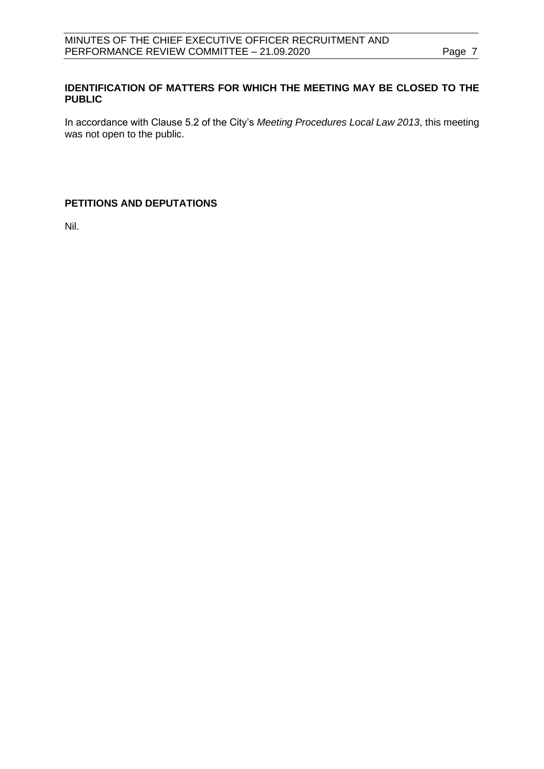## IDENTIFICATION OF MATTERS FOR WHICH THE MEETING MAY BE CLOSED TO THE PUBLIC

In accordance with Clause 5.2 of the City's *Meeting Procedures Local Law 2013*, this meeting was not open to the public.

## PETITIONS AND DEPUTATIONS

Nil.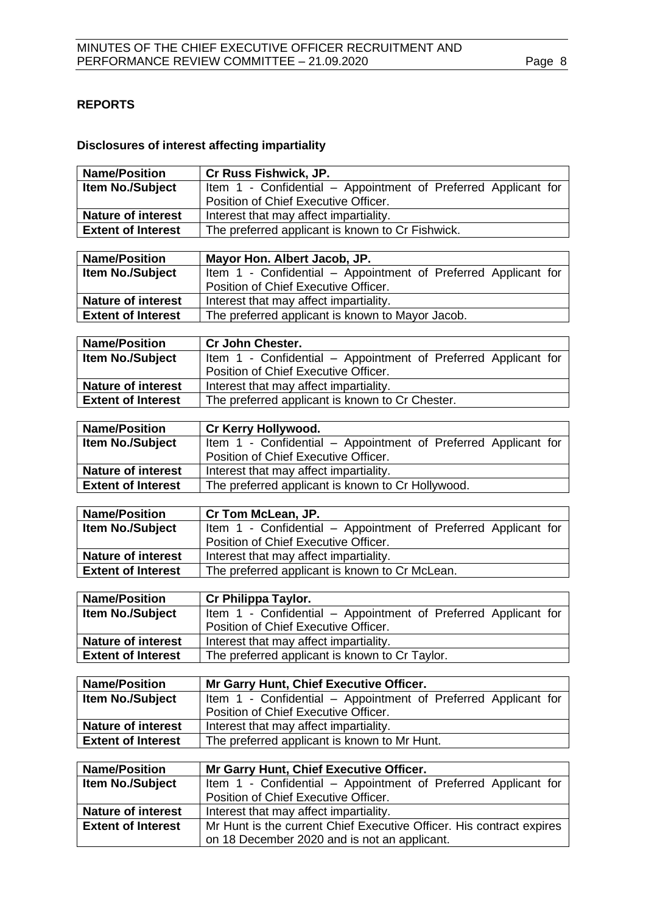## REPORTS

### Disclosures of interest affecting impartiality

| **Name/Position** | **Cr Russ Fishwick, JP.** |
|---|---|
| **Item No./Subject** | Item 1 - Confidential – Appointment of Preferred Applicant for Position of Chief Executive Officer. |
| **Nature of interest** | Interest that may affect impartiality. |
| **Extent of Interest** | The preferred applicant is known to Cr Fishwick. |

| **Name/Position** | **Mayor Hon. Albert Jacob, JP.** |
|---|---|
| **Item No./Subject** | Item 1 - Confidential – Appointment of Preferred Applicant for Position of Chief Executive Officer. |
| **Nature of interest** | Interest that may affect impartiality. |
| **Extent of Interest** | The preferred applicant is known to Mayor Jacob. |

| **Name/Position** | **Cr John Chester.** |
|---|---|
| **Item No./Subject** | Item 1 - Confidential – Appointment of Preferred Applicant for Position of Chief Executive Officer. |
| **Nature of interest** | Interest that may affect impartiality. |
| **Extent of Interest** | The preferred applicant is known to Cr Chester. |

| **Name/Position** | **Cr Kerry Hollywood.** |
|---|---|
| **Item No./Subject** | Item 1 - Confidential – Appointment of Preferred Applicant for Position of Chief Executive Officer. |
| **Nature of interest** | Interest that may affect impartiality. |
| **Extent of Interest** | The preferred applicant is known to Cr Hollywood. |

| **Name/Position** | **Cr Tom McLean, JP.** |
|---|---|
| **Item No./Subject** | Item 1 - Confidential – Appointment of Preferred Applicant for Position of Chief Executive Officer. |
| **Nature of interest** | Interest that may affect impartiality. |
| **Extent of Interest** | The preferred applicant is known to Cr McLean. |

| **Name/Position** | **Cr Philippa Taylor.** |
|---|---|
| **Item No./Subject** | Item 1 - Confidential – Appointment of Preferred Applicant for Position of Chief Executive Officer. |
| **Nature of interest** | Interest that may affect impartiality. |
| **Extent of Interest** | The preferred applicant is known to Cr Taylor. |

| **Name/Position** | **Mr Garry Hunt, Chief Executive Officer.** |
|---|---|
| **Item No./Subject** | Item 1 - Confidential – Appointment of Preferred Applicant for Position of Chief Executive Officer. |
| **Nature of interest** | Interest that may affect impartiality. |
| **Extent of Interest** | The preferred applicant is known to Mr Hunt. |

| **Name/Position** | **Mr Garry Hunt, Chief Executive Officer.** |
|---|---|
| **Item No./Subject** | Item 1 - Confidential – Appointment of Preferred Applicant for Position of Chief Executive Officer. |
| **Nature of interest** | Interest that may affect impartiality. |
| **Extent of Interest** | Mr Hunt is the current Chief Executive Officer. His contract expires on 18 December 2020 and is not an applicant. |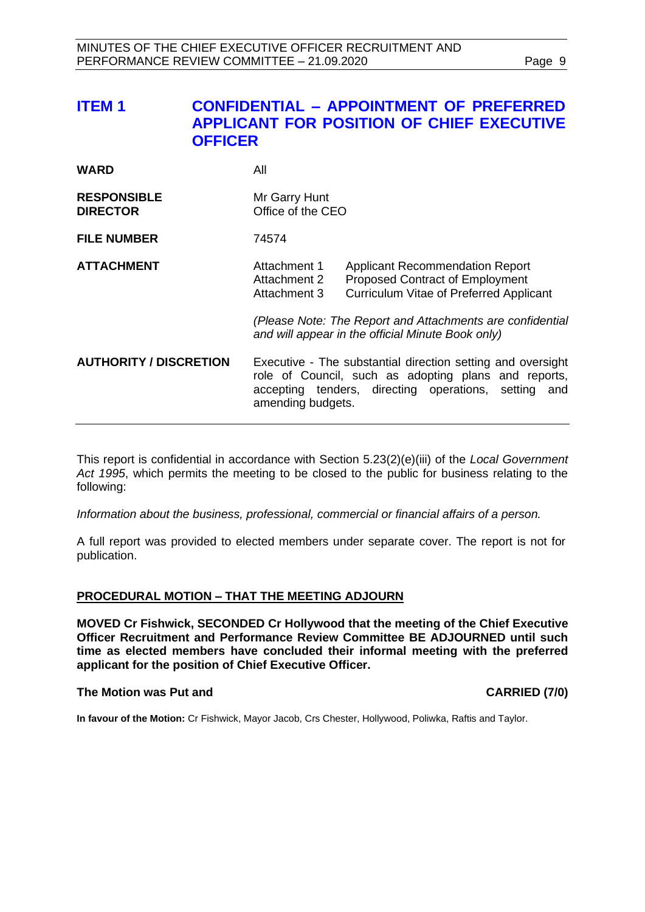# ITEM 1 CONFIDENTIAL – APPOINTMENT OF PREFERRED APPLICANT FOR POSITION OF CHIEF EXECUTIVE OFFICER

| | | |
|---|---|---|
| **WARD** | All | |
| **RESPONSIBLE DIRECTOR** | Mr Garry Hunt<br>Office of the CEO | |
| **FILE NUMBER** | 74574 | |
| **ATTACHMENT** | Attachment 1<br>Attachment 2<br>Attachment 3 | Applicant Recommendation Report<br>Proposed Contract of Employment<br>Curriculum Vitae of Preferred Applicant |
| | *(Please Note: The Report and Attachments are confidential and will appear in the official Minute Book only)* | |
| **AUTHORITY / DISCRETION** | Executive - The substantial direction setting and oversight role of Council, such as adopting plans and reports, accepting tenders, directing operations, setting and amending budgets. | |

This report is confidential in accordance with Section 5.23(2)(e)(iii) of the *Local Government Act 1995*, which permits the meeting to be closed to the public for business relating to the following:

*Information about the business, professional, commercial or financial affairs of a person.*

A full report was provided to elected members under separate cover. The report is not for publication.

**PROCEDURAL MOTION – THAT THE MEETING ADJOURN**

**MOVED Cr Fishwick, SECONDED Cr Hollywood that the meeting of the Chief Executive Officer Recruitment and Performance Review Committee BE ADJOURNED until such time as elected members have concluded their informal meeting with the preferred applicant for the position of Chief Executive Officer.**

**The Motion was Put and CARRIED (7/0)**

**In favour of the Motion:** Cr Fishwick, Mayor Jacob, Crs Chester, Hollywood, Poliwka, Raftis and Taylor.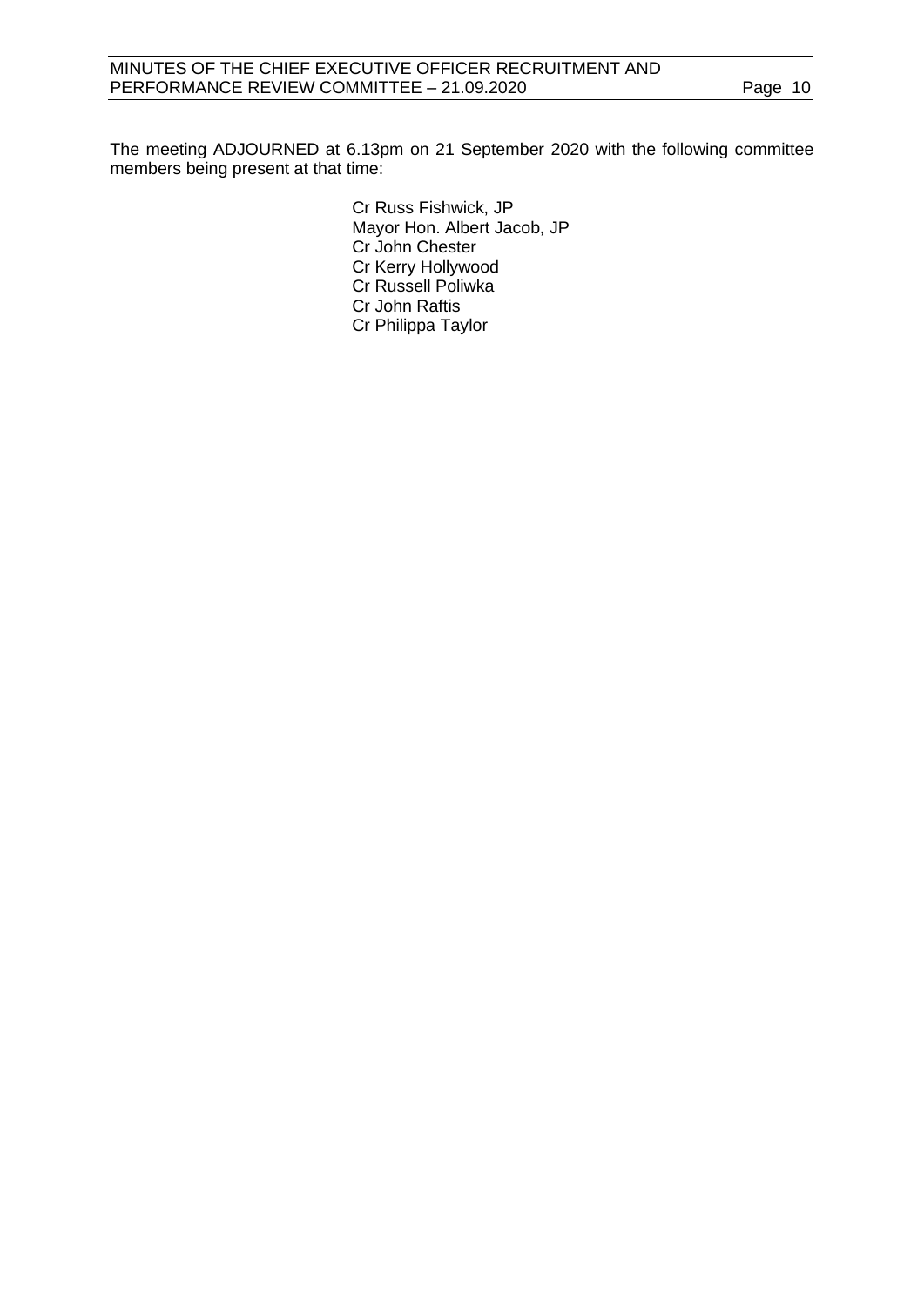The meeting ADJOURNED at 6.13pm on 21 September 2020 with the following committee members being present at that time:

Cr Russ Fishwick, JP
Mayor Hon. Albert Jacob, JP
Cr John Chester
Cr Kerry Hollywood
Cr Russell Poliwka
Cr John Raftis
Cr Philippa Taylor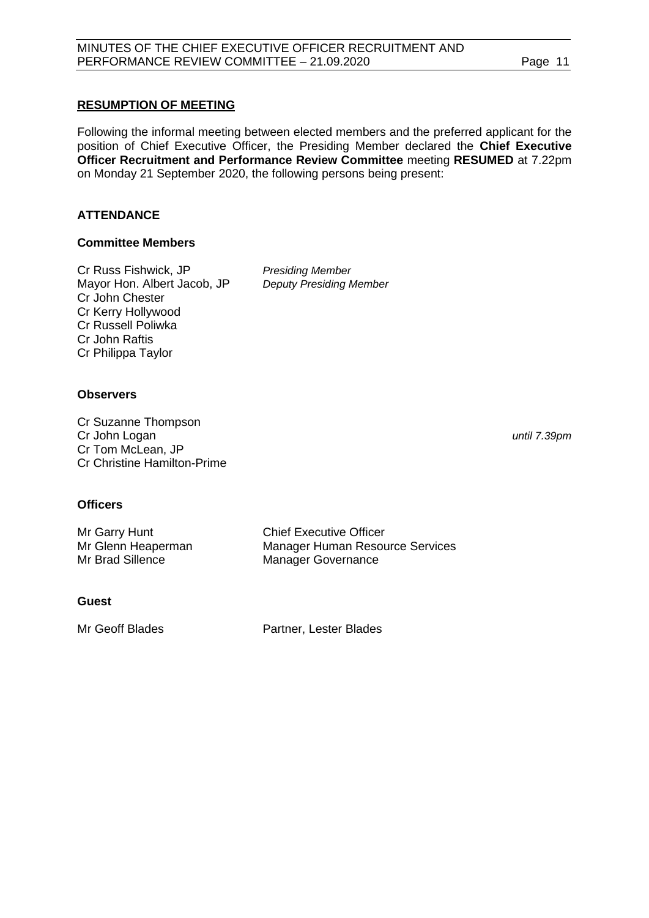## RESUMPTION OF MEETING

Following the informal meeting between elected members and the preferred applicant for the position of Chief Executive Officer, the Presiding Member declared the **Chief Executive Officer Recruitment and Performance Review Committee** meeting **RESUMED** at 7.22pm on Monday 21 September 2020, the following persons being present:

### ATTENDANCE

#### Committee Members

| | |
|---|---|
| Cr Russ Fishwick, JP | *Presiding Member* |
| Mayor Hon. Albert Jacob, JP | *Deputy Presiding Member* |
| Cr John Chester | |
| Cr Kerry Hollywood | |
| Cr Russell Poliwka | |
| Cr John Raftis | |
| Cr Philippa Taylor | |

#### Observers

| | |
|---|---|
| Cr Suzanne Thompson | |
| Cr John Logan | *until 7.39pm* |
| Cr Tom McLean, JP | |
| Cr Christine Hamilton-Prime | |

#### Officers

| | |
|---|---|
| Mr Garry Hunt | Chief Executive Officer |
| Mr Glenn Heaperman | Manager Human Resource Services |
| Mr Brad Sillence | Manager Governance |

#### Guest

| | |
|---|---|
| Mr Geoff Blades | Partner, Lester Blades |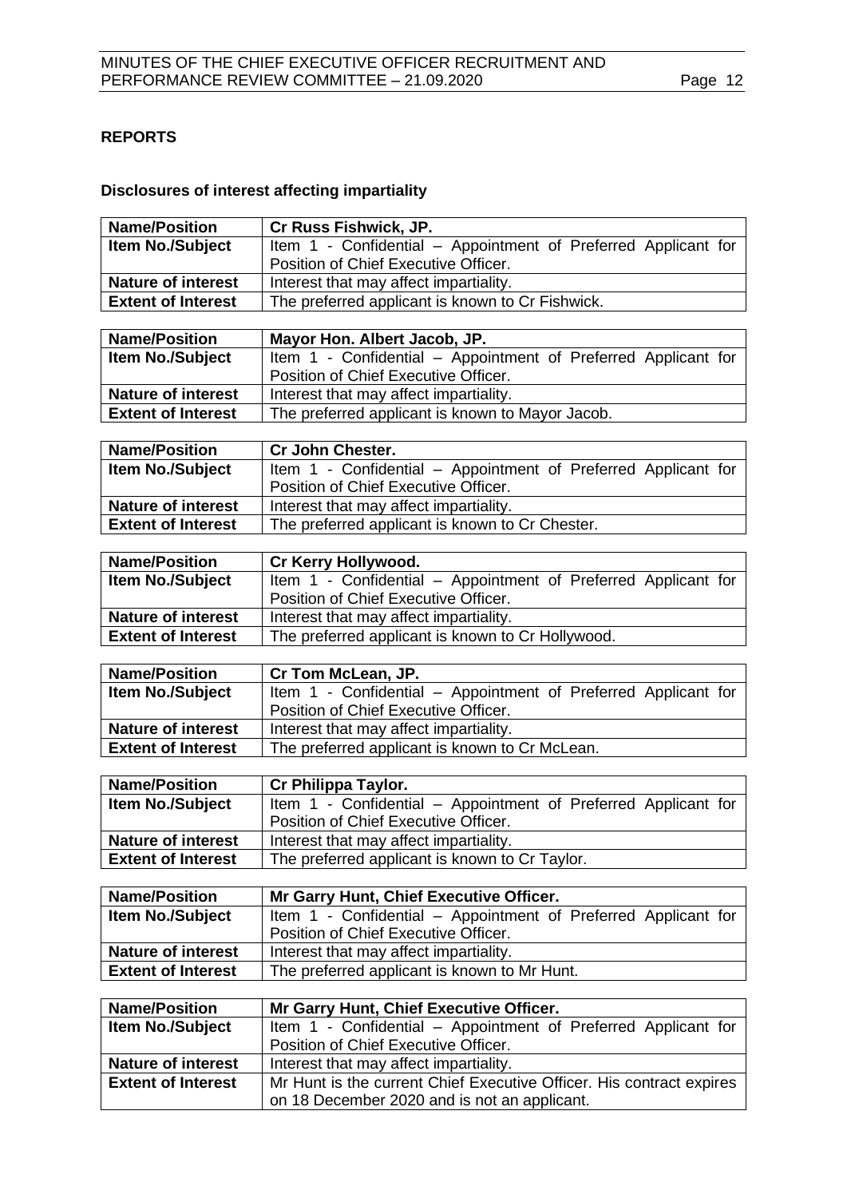## REPORTS

### Disclosures of interest affecting impartiality

| **Name/Position** | **Cr Russ Fishwick, JP.** |
|---|---|
| **Item No./Subject** | Item 1 - Confidential – Appointment of Preferred Applicant for Position of Chief Executive Officer. |
| **Nature of interest** | Interest that may affect impartiality. |
| **Extent of Interest** | The preferred applicant is known to Cr Fishwick. |

| **Name/Position** | **Mayor Hon. Albert Jacob, JP.** |
|---|---|
| **Item No./Subject** | Item 1 - Confidential – Appointment of Preferred Applicant for Position of Chief Executive Officer. |
| **Nature of interest** | Interest that may affect impartiality. |
| **Extent of Interest** | The preferred applicant is known to Mayor Jacob. |

| **Name/Position** | **Cr John Chester.** |
|---|---|
| **Item No./Subject** | Item 1 - Confidential – Appointment of Preferred Applicant for Position of Chief Executive Officer. |
| **Nature of interest** | Interest that may affect impartiality. |
| **Extent of Interest** | The preferred applicant is known to Cr Chester. |

| **Name/Position** | **Cr Kerry Hollywood.** |
|---|---|
| **Item No./Subject** | Item 1 - Confidential – Appointment of Preferred Applicant for Position of Chief Executive Officer. |
| **Nature of interest** | Interest that may affect impartiality. |
| **Extent of Interest** | The preferred applicant is known to Cr Hollywood. |

| **Name/Position** | **Cr Tom McLean, JP.** |
|---|---|
| **Item No./Subject** | Item 1 - Confidential – Appointment of Preferred Applicant for Position of Chief Executive Officer. |
| **Nature of interest** | Interest that may affect impartiality. |
| **Extent of Interest** | The preferred applicant is known to Cr McLean. |

| **Name/Position** | **Cr Philippa Taylor.** |
|---|---|
| **Item No./Subject** | Item 1 - Confidential – Appointment of Preferred Applicant for Position of Chief Executive Officer. |
| **Nature of interest** | Interest that may affect impartiality. |
| **Extent of Interest** | The preferred applicant is known to Cr Taylor. |

| **Name/Position** | **Mr Garry Hunt, Chief Executive Officer.** |
|---|---|
| **Item No./Subject** | Item 1 - Confidential – Appointment of Preferred Applicant for Position of Chief Executive Officer. |
| **Nature of interest** | Interest that may affect impartiality. |
| **Extent of Interest** | The preferred applicant is known to Mr Hunt. |

| **Name/Position** | **Mr Garry Hunt, Chief Executive Officer.** |
|---|---|
| **Item No./Subject** | Item 1 - Confidential – Appointment of Preferred Applicant for Position of Chief Executive Officer. |
| **Nature of interest** | Interest that may affect impartiality. |
| **Extent of Interest** | Mr Hunt is the current Chief Executive Officer. His contract expires on 18 December 2020 and is not an applicant. |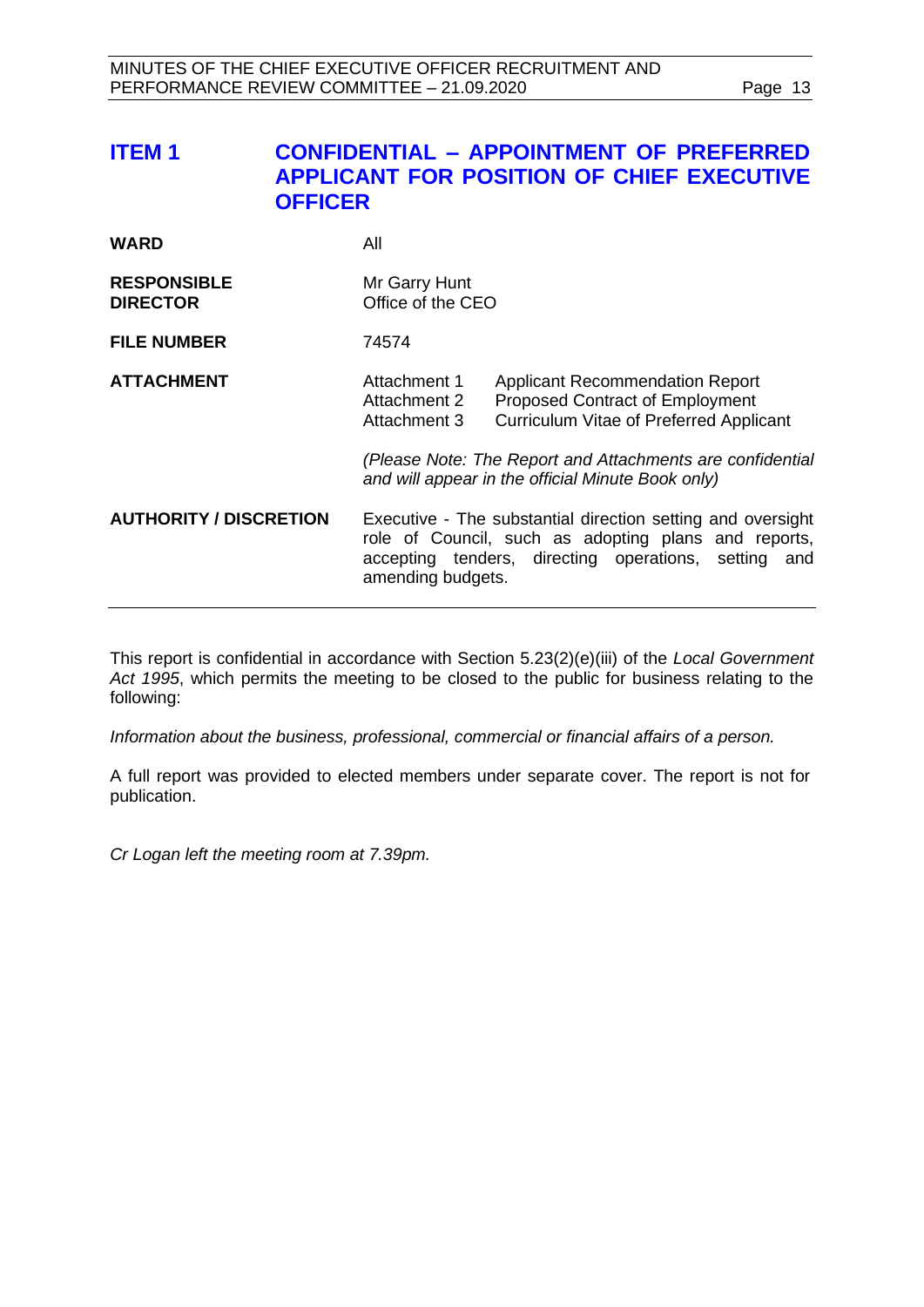## ITEM 1 CONFIDENTIAL – APPOINTMENT OF PREFERRED APPLICANT FOR POSITION OF CHIEF EXECUTIVE OFFICER

| | | |
|---|---|---|
| **WARD** | All | |
| **RESPONSIBLE DIRECTOR** | Mr Garry Hunt<br>Office of the CEO | |
| **FILE NUMBER** | 74574 | |
| **ATTACHMENT** | Attachment 1<br>Attachment 2<br>Attachment 3 | Applicant Recommendation Report<br>Proposed Contract of Employment<br>Curriculum Vitae of Preferred Applicant |
| | *(Please Note: The Report and Attachments are confidential and will appear in the official Minute Book only)* | |
| **AUTHORITY / DISCRETION** | Executive - The substantial direction setting and oversight role of Council, such as adopting plans and reports, accepting tenders, directing operations, setting and amending budgets. | |

This report is confidential in accordance with Section 5.23(2)(e)(iii) of the *Local Government Act 1995*, which permits the meeting to be closed to the public for business relating to the following:

*Information about the business, professional, commercial or financial affairs of a person.*

A full report was provided to elected members under separate cover. The report is not for publication.

*Cr Logan left the meeting room at 7.39pm.*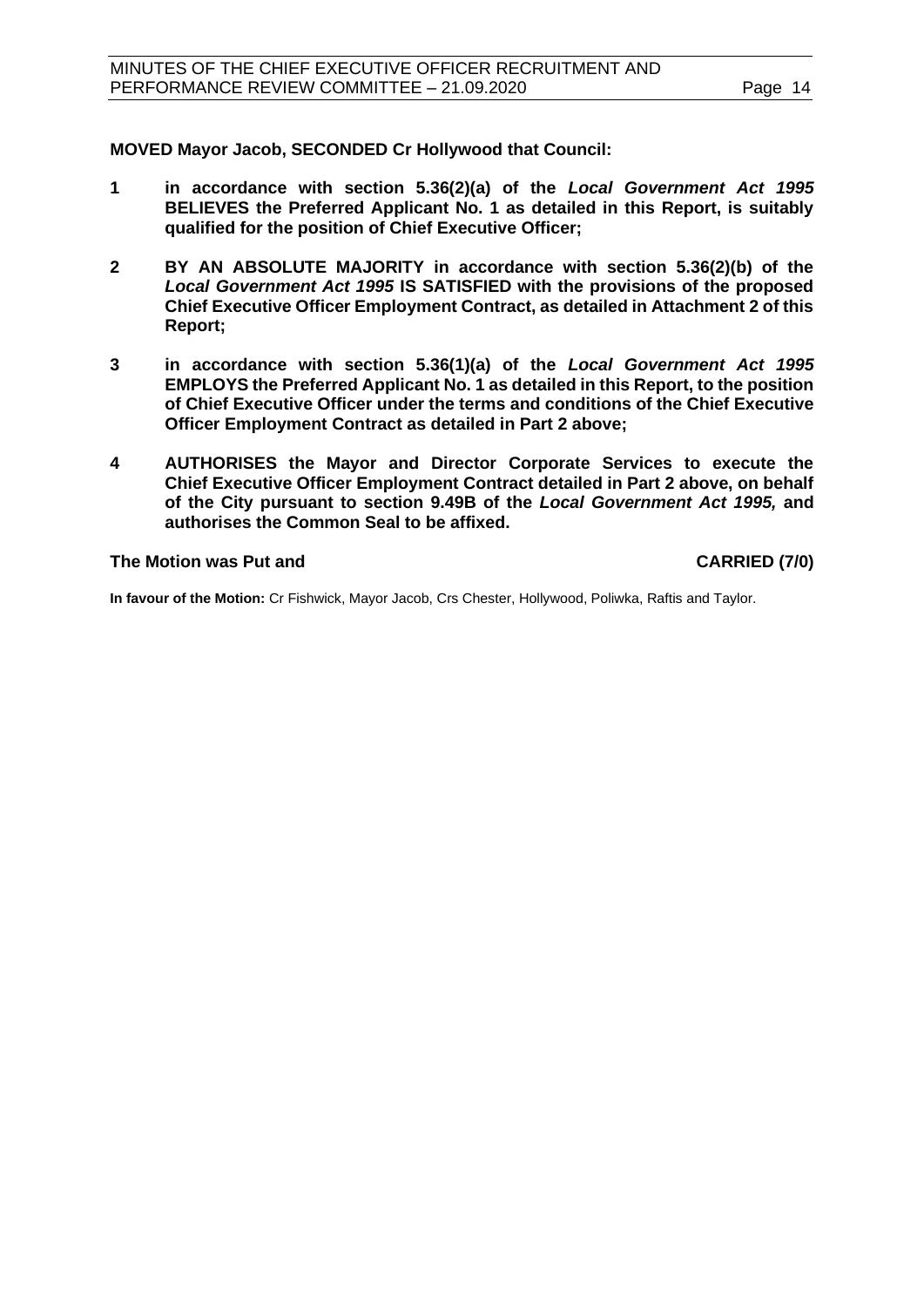**MOVED Mayor Jacob, SECONDED Cr Hollywood that Council:**

1. **in accordance with section 5.36(2)(a) of the *Local Government Act 1995* BELIEVES the Preferred Applicant No. 1 as detailed in this Report, is suitably qualified for the position of Chief Executive Officer;**

2. **BY AN ABSOLUTE MAJORITY in accordance with section 5.36(2)(b) of the *Local Government Act 1995* IS SATISFIED with the provisions of the proposed Chief Executive Officer Employment Contract, as detailed in Attachment 2 of this Report;**

3. **in accordance with section 5.36(1)(a) of the *Local Government Act 1995* EMPLOYS the Preferred Applicant No. 1 as detailed in this Report, to the position of Chief Executive Officer under the terms and conditions of the Chief Executive Officer Employment Contract as detailed in Part 2 above;**

4. **AUTHORISES the Mayor and Director Corporate Services to execute the Chief Executive Officer Employment Contract detailed in Part 2 above, on behalf of the City pursuant to section 9.49B of the *Local Government Act 1995,* and authorises the Common Seal to be affixed.**

**The Motion was Put and CARRIED (7/0)**

**In favour of the Motion:** Cr Fishwick, Mayor Jacob, Crs Chester, Hollywood, Poliwka, Raftis and Taylor.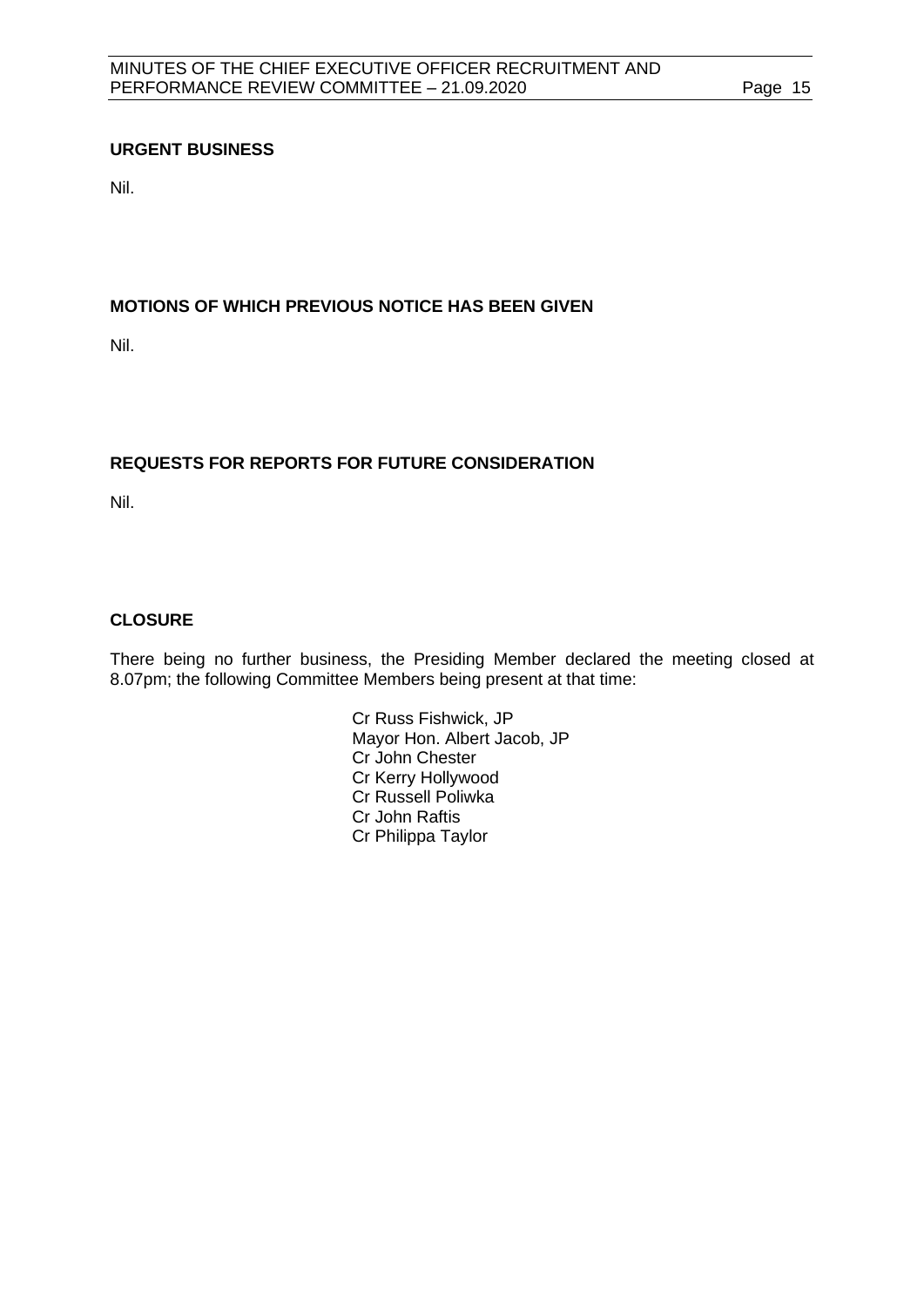## URGENT BUSINESS

Nil.

## MOTIONS OF WHICH PREVIOUS NOTICE HAS BEEN GIVEN

Nil.

## REQUESTS FOR REPORTS FOR FUTURE CONSIDERATION

Nil.

## CLOSURE

There being no further business, the Presiding Member declared the meeting closed at 8.07pm; the following Committee Members being present at that time:

Cr Russ Fishwick, JP
Mayor Hon. Albert Jacob, JP
Cr John Chester
Cr Kerry Hollywood
Cr Russell Poliwka
Cr John Raftis
Cr Philippa Taylor